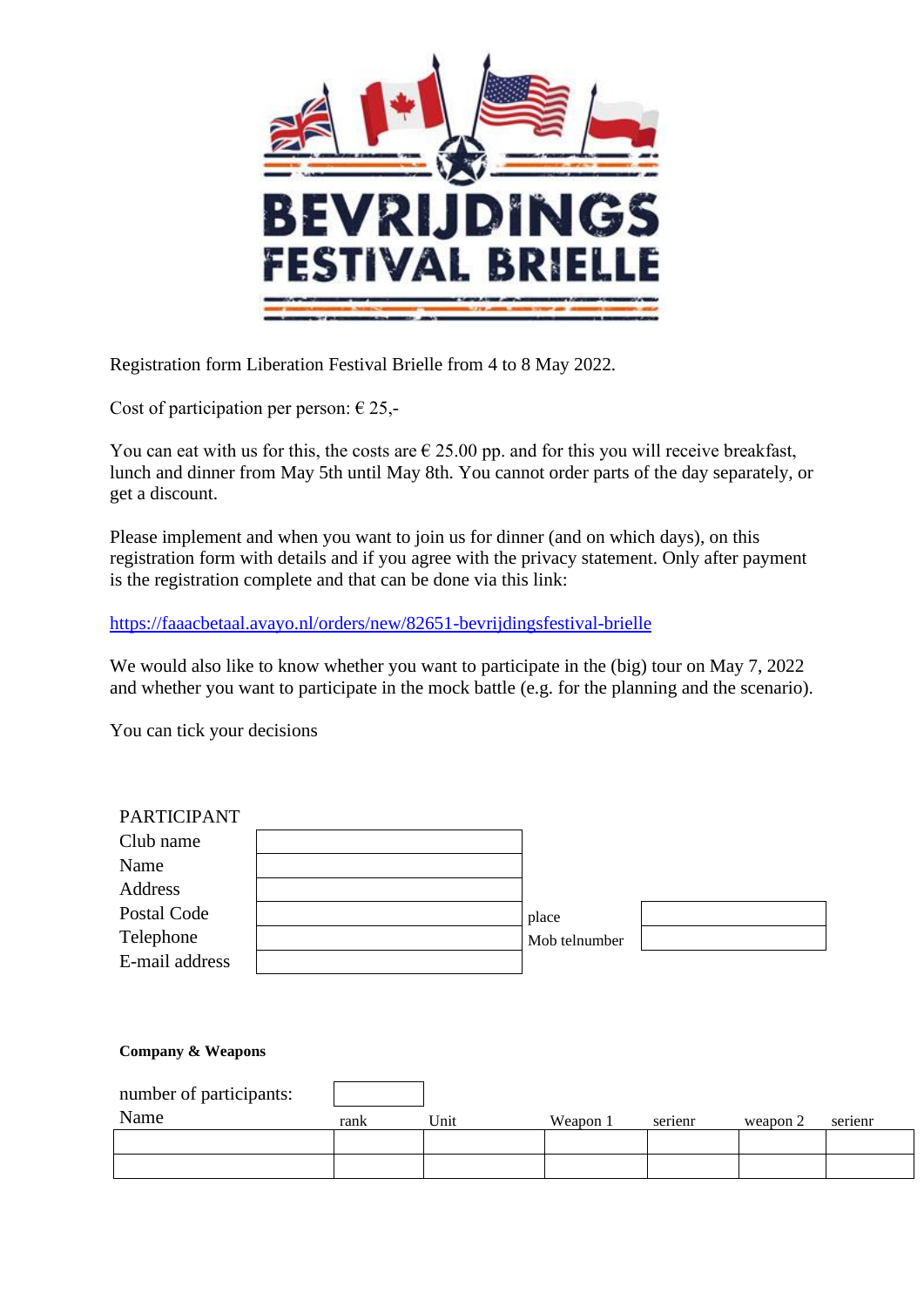# BEVRIJDINGS FESTIVAL BRIELLE

Registration form Liberation Festival Brielle from 4 to 8 May 2022.

Cost of participation per person: € 25,-

You can eat with us for this, the costs are € 25.00 pp. and for this you will receive breakfast, lunch and dinner from May 5th until May 8th. You cannot order parts of the day separately, or get a discount.

Please implement and when you want to join us for dinner (and on which days), on this registration form with details and if you agree with the privacy statement. Only after payment is the registration complete and that can be done via this link:

https://faaacbetaal.avayo.nl/orders/new/82651-bevrijdingsfestival-brielle

We would also like to know whether you want to participate in the (big) tour on May 7, 2022 and whether you want to participate in the mock battle (e.g. for the planning and the scenario).

You can tick your decisions

PARTICIPANT

| | | | |
|---|---|---|---|
| Club name | | | |
| Name | | | |
| Address | | | |
| Postal Code | | place | |
| Telephone | | Mob telnumber | |
| E-mail address | | | |

**Company & Weapons**

number of participants:

| Name | rank | Unit | Weapon 1 | serienr | weapon 2 | serienr |
|---|---|---|---|---|---|---|
| | | | | | | |
| | | | | | | |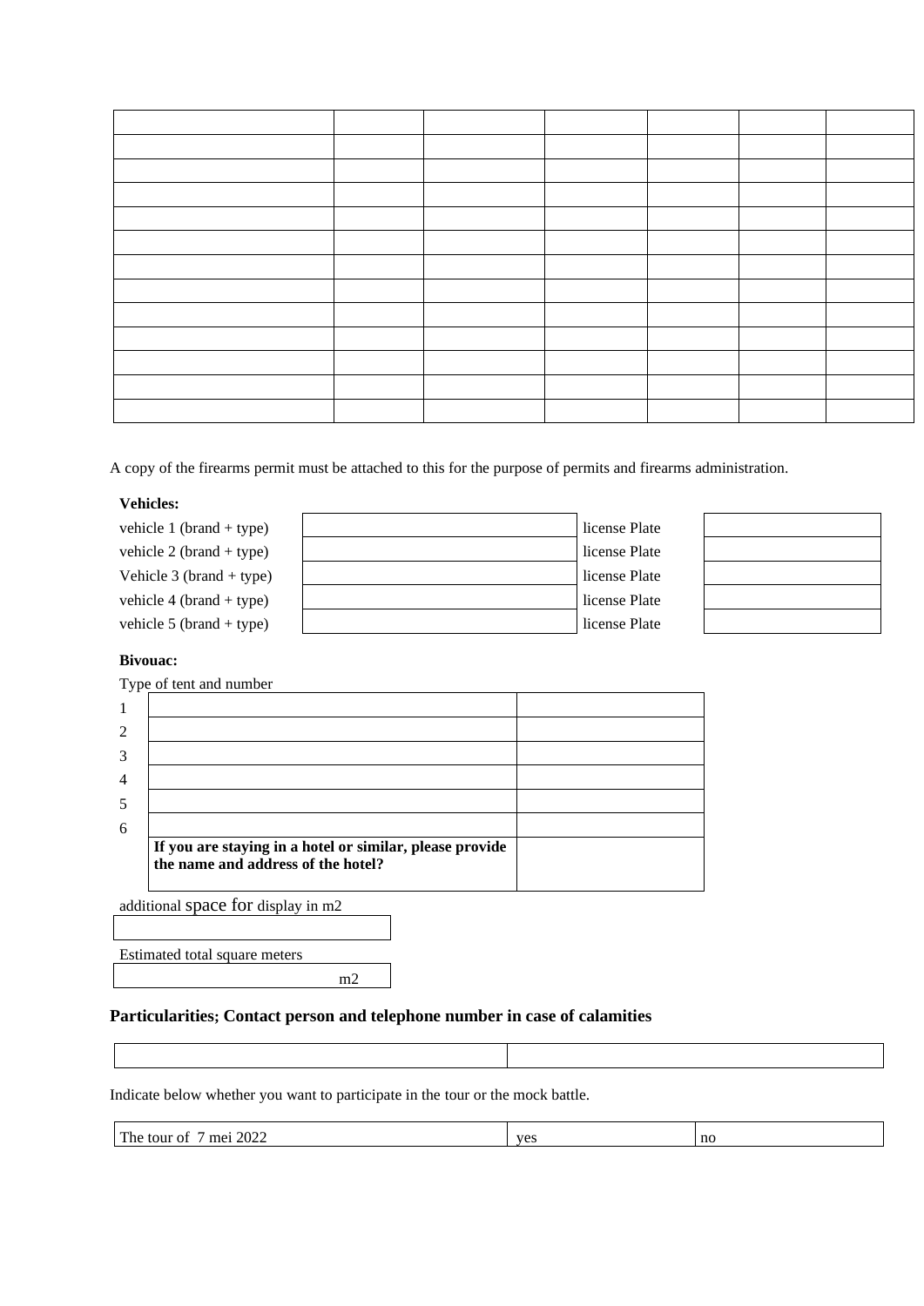| | | | | | | |
|---|---|---|---|---|---|---|
| | | | | | | |
| | | | | | | |
| | | | | | | |
| | | | | | | |
| | | | | | | |
| | | | | | | |
| | | | | | | |
| | | | | | | |
| | | | | | | |
| | | | | | | |
| | | | | | | |
| | | | | | | |

A copy of the firearms permit must be attached to this for the purpose of permits and firearms administration.

**Vehicles:**

| | | | |
|---|---|---|---|
| vehicle 1 (brand + type) | | license Plate | |
| vehicle 2 (brand + type) | | license Plate | |
| Vehicle 3 (brand + type) | | license Plate | |
| vehicle 4 (brand + type) | | license Plate | |
| vehicle 5 (brand + type) | | license Plate | |

**Bivouac:**

Type of tent and number

| | | |
|---|---|---|
| 1 | | |
| 2 | | |
| 3 | | |
| 4 | | |
| 5 | | |
| 6 | | |
| | **If you are staying in a hotel or similar, please provide the name and address of the hotel?** | |

additional space for display in m2

| |
|---|
| |

Estimated total square meters

| |
|---|
| m2 |

## Particularities; Contact person and telephone number in case of calamities

| | |
|---|---|
| | |

Indicate below whether you want to participate in the tour or the mock battle.

| | | |
|---|---|---|
| The tour of 7 mei 2022 | yes | no |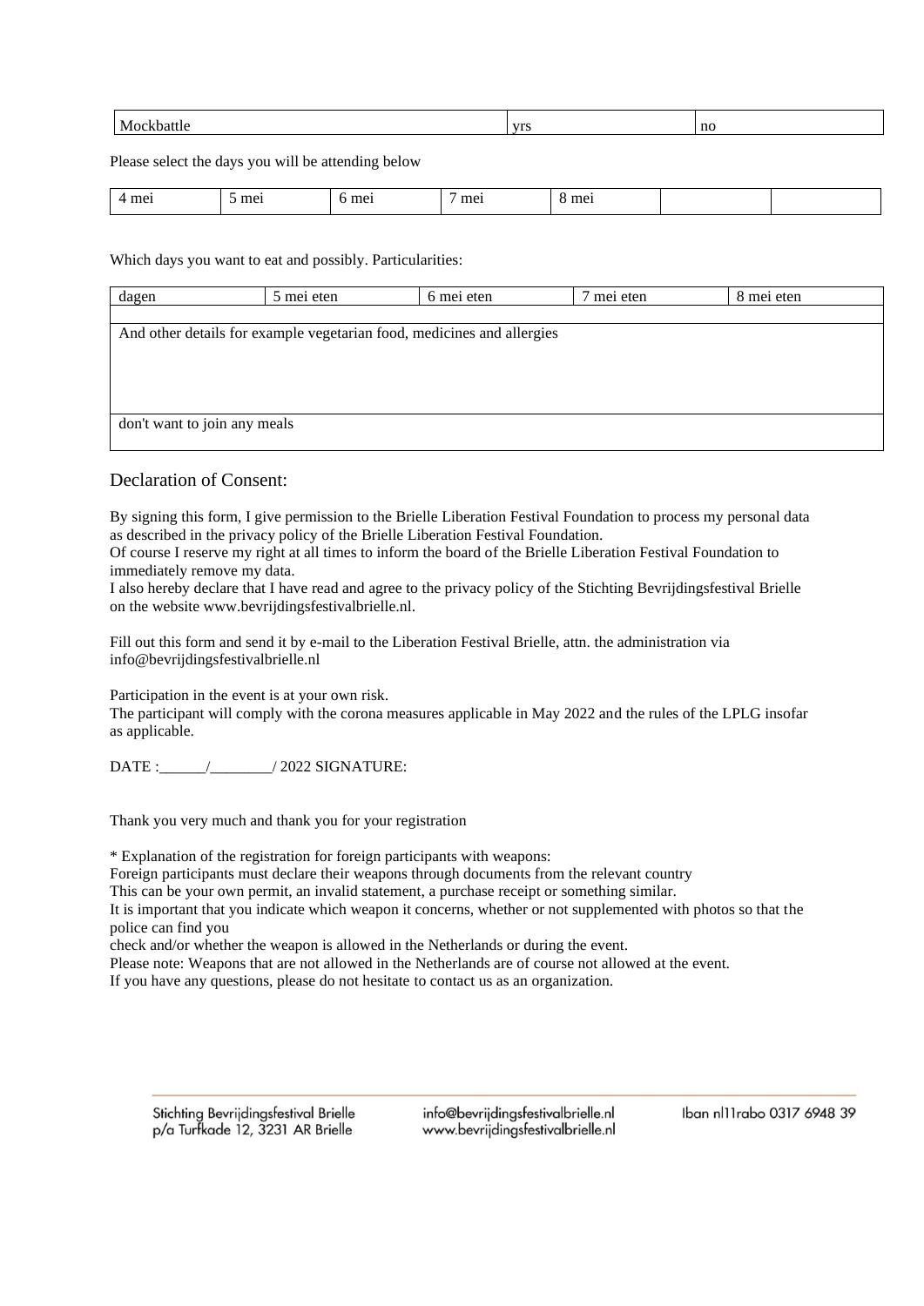| | | |
|---|---|---|
| Mockbattle | yrs | no |

Please select the days you will be attending below

| | | | | | | |
|---|---|---|---|---|---|---|
| 4 mei | 5 mei | 6 mei | 7 mei | 8 mei | | |

Which days you want to eat and possibly. Particularities:

| dagen | 5 mei eten | 6 mei eten | 7 mei eten | 8 mei eten |
|---|---|---|---|---|
| | | | | |
| And other details for example vegetarian food, medicines and allergies | | | | |
| don't want to join any meals | | | | |

## Declaration of Consent:

By signing this form, I give permission to the Brielle Liberation Festival Foundation to process my personal data as described in the privacy policy of the Brielle Liberation Festival Foundation.
Of course I reserve my right at all times to inform the board of the Brielle Liberation Festival Foundation to immediately remove my data.
I also hereby declare that I have read and agree to the privacy policy of the Stichting Bevrijdingsfestival Brielle on the website www.bevrijdingsfestivalbrielle.nl.

Fill out this form and send it by e-mail to the Liberation Festival Brielle, attn. the administration via info@bevrijdingsfestivalbrielle.nl

Participation in the event is at your own risk.
The participant will comply with the corona measures applicable in May 2022 and the rules of the LPLG insofar as applicable.

DATE :______/________/ 2022 SIGNATURE:

Thank you very much and thank you for your registration

* Explanation of the registration for foreign participants with weapons:
Foreign participants must declare their weapons through documents from the relevant country
This can be your own permit, an invalid statement, a purchase receipt or something similar.
It is important that you indicate which weapon it concerns, whether or not supplemented with photos so that the police can find you
check and/or whether the weapon is allowed in the Netherlands or during the event.
Please note: Weapons that are not allowed in the Netherlands are of course not allowed at the event.
If you have any questions, please do not hesitate to contact us as an organization.

Stichting Bevrijdingsfestival Brielle
p/a Turfkade 12, 3231 AR Brielle

info@bevrijdingsfestivalbrielle.nl
www.bevrijdingsfestivalbrielle.nl

Iban nl11rabo 0317 6948 39